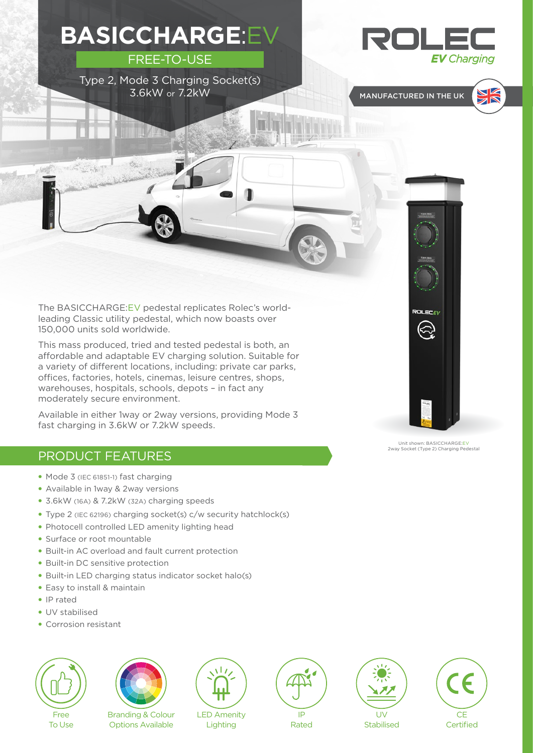# BASICCHARGE:EV

## FREE-TO-USE

Type 2, Mode 3 Charging Socket(s)
3.6kW or 7.2kW

ROLEC *EV Charging*

MANUFACTURED IN THE UK

The BASICCHARGE:EV pedestal replicates Rolec's world-leading Classic utility pedestal, which now boasts over 150,000 units sold worldwide.

This mass produced, tried and tested pedestal is both, an affordable and adaptable EV charging solution. Suitable for a variety of different locations, including: private car parks, offices, factories, hotels, cinemas, leisure centres, shops, warehouses, hospitals, schools, depots – in fact any moderately secure environment.

Available in either 1way or 2way versions, providing Mode 3 fast charging in 3.6kW or 7.2kW speeds.

Unit shown: BASICCHARGE:EV
2way Socket (Type 2) Charging Pedestal

## PRODUCT FEATURES

- Mode 3 (IEC 61851-1) fast charging
- Available in 1way & 2way versions
- 3.6kW (16A) & 7.2kW (32A) charging speeds
- Type 2 (IEC 62196) charging socket(s) c/w security hatchlock(s)
- Photocell controlled LED amenity lighting head
- Surface or root mountable
- Built-in AC overload and fault current protection
- Built-in DC sensitive protection
- Built-in LED charging status indicator socket halo(s)
- Easy to install & maintain
- IP rated
- UV stabilised
- Corrosion resistant

Free To Use | Branding & Colour Options Available | LED Amenity Lighting | IP Rated | UV Stabilised | CE Certified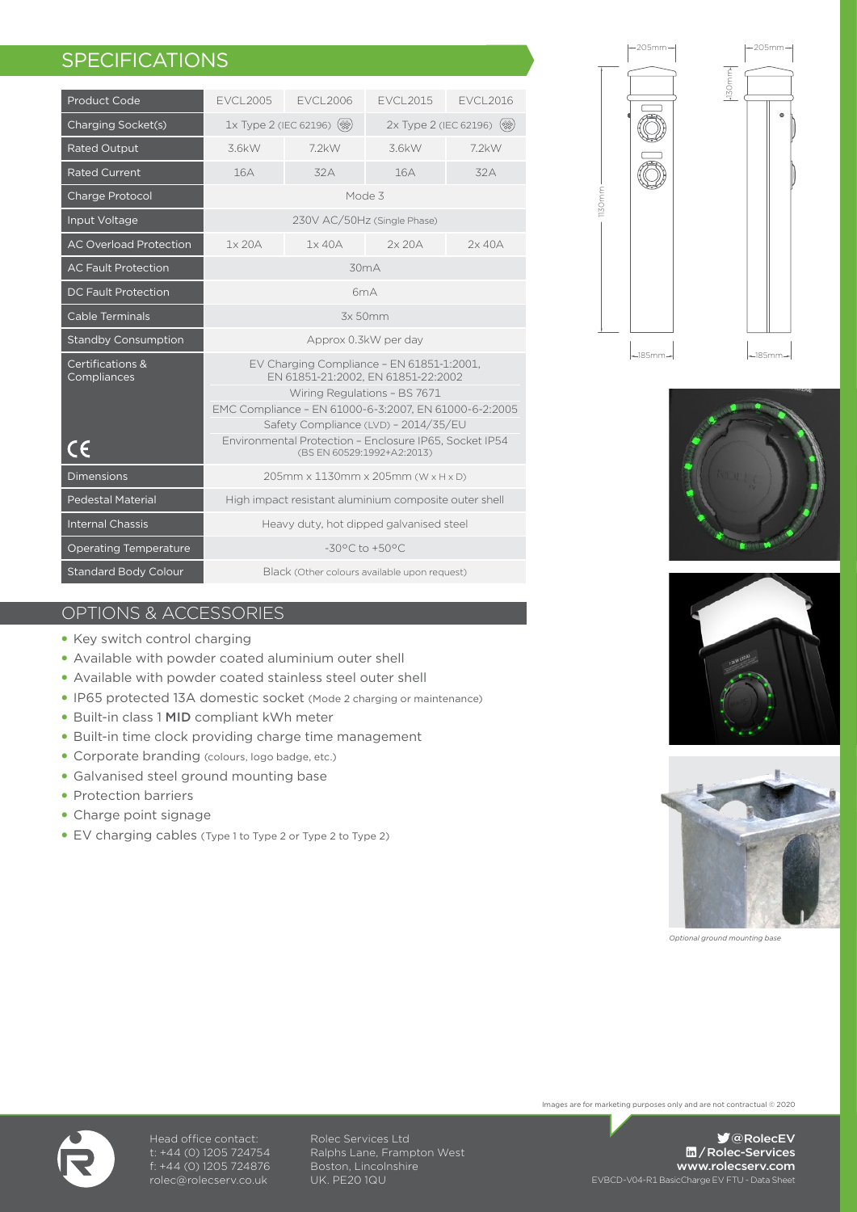## SPECIFICATIONS

| Product Code | EVCL2005 | EVCL2006 | EVCL2015 | EVCL2016 |
|---|---|---|---|---|
| Charging Socket(s) | 1x Type 2 (IEC 62196) | | 2x Type 2 (IEC 62196) | |
| Rated Output | 3.6kW | 7.2kW | 3.6kW | 7.2kW |
| Rated Current | 16A | 32A | 16A | 32A |
| Charge Protocol | Mode 3 | | | |
| Input Voltage | 230V AC/50Hz (Single Phase) | | | |
| AC Overload Protection | 1x 20A | 1x 40A | 2x 20A | 2x 40A |
| AC Fault Protection | 30mA | | | |
| DC Fault Protection | 6mA | | | |
| Cable Terminals | 3x 50mm | | | |
| Standby Consumption | Approx 0.3kW per day | | | |
| Certifications & Compliances CE | EV Charging Compliance – EN 61851-1:2001, EN 61851-21:2002, EN 61851-22:2002<br>Wiring Regulations – BS 7671<br>EMC Compliance – EN 61000-6-3:2007, EN 61000-6-2:2005<br>Safety Compliance (LVD) – 2014/35/EU<br>Environmental Protection – Enclosure IP65, Socket IP54 (BS EN 60529:1992+A2:2013) | | | |
| Dimensions | 205mm x 1130mm x 205mm (W x H x D) | | | |
| Pedestal Material | High impact resistant aluminium composite outer shell | | | |
| Internal Chassis | Heavy duty, hot dipped galvanised steel | | | |
| Operating Temperature | -30°C to +50°C | | | |
| Standard Body Colour | Black (Other colours available upon request) | | | |

205mm
205mm
130mm
1130mm
185mm
185mm

## OPTIONS & ACCESSORIES

- Key switch control charging
- Available with powder coated aluminium outer shell
- Available with powder coated stainless steel outer shell
- IP65 protected 13A domestic socket (Mode 2 charging or maintenance)
- Built-in class 1 **MID** compliant kWh meter
- Built-in time clock providing charge time management
- Corporate branding (colours, logo badge, etc.)
- Galvanised steel ground mounting base
- Protection barriers
- Charge point signage
- EV charging cables (Type 1 to Type 2 or Type 2 to Type 2)

*Optional ground mounting base*

Images are for marketing purposes only and are not contractual © 2020

Head office contact:
t: +44 (0) 1205 724754
f: +44 (0) 1205 724876
rolec@rolecserv.co.uk

Rolec Services Ltd
Ralphs Lane, Frampton West
Boston, Lincolnshire
UK. PE20 1QU

**@RolecEV**
**/Rolec-Services**
**www.rolecserv.com**
EVBCD-V04-R1 BasicCharge EV FTU - Data Sheet